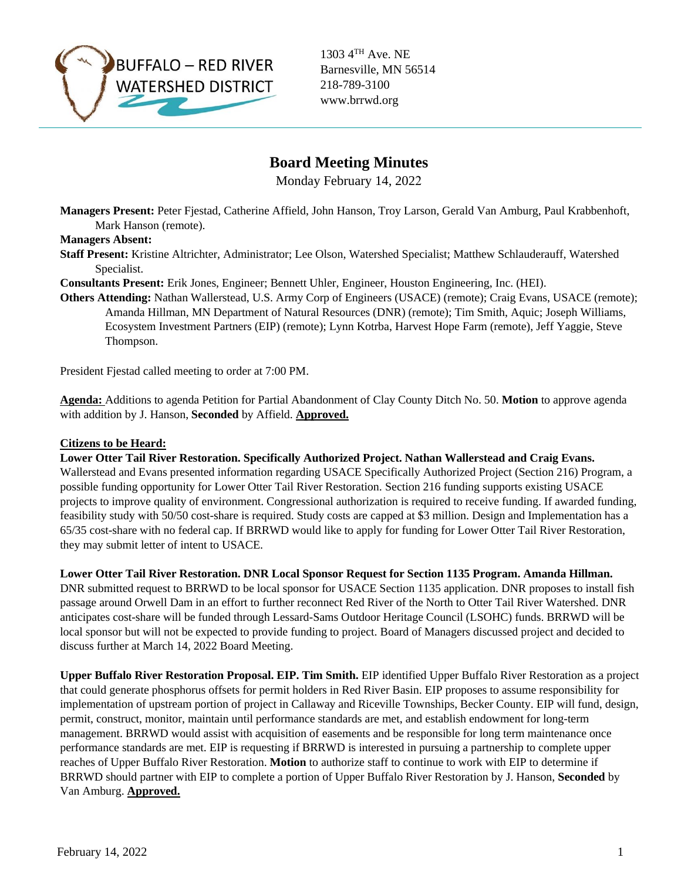BUFFALO – RED RIVER WATERSHED DISTRICT

1303 4TH Ave. NE
Barnesville, MN 56514
218-789-3100
www.brrwd.org

# Board Meeting Minutes

Monday February 14, 2022

**Managers Present:** Peter Fjestad, Catherine Affield, John Hanson, Troy Larson, Gerald Van Amburg, Paul Krabbenhoft, Mark Hanson (remote).

**Managers Absent:**

**Staff Present:** Kristine Altrichter, Administrator; Lee Olson, Watershed Specialist; Matthew Schlauderauff, Watershed Specialist.

**Consultants Present:** Erik Jones, Engineer; Bennett Uhler, Engineer, Houston Engineering, Inc. (HEI).

**Others Attending:** Nathan Wallerstead, U.S. Army Corp of Engineers (USACE) (remote); Craig Evans, USACE (remote); Amanda Hillman, MN Department of Natural Resources (DNR) (remote); Tim Smith, Aquic; Joseph Williams, Ecosystem Investment Partners (EIP) (remote); Lynn Kotrba, Harvest Hope Farm (remote), Jeff Yaggie, Steve Thompson.

President Fjestad called meeting to order at 7:00 PM.

**Agenda:** Additions to agenda Petition for Partial Abandonment of Clay County Ditch No. 50. **Motion** to approve agenda with addition by J. Hanson, **Seconded** by Affield. **Approved.**

**Citizens to be Heard:**

**Lower Otter Tail River Restoration. Specifically Authorized Project. Nathan Wallerstead and Craig Evans.** Wallerstead and Evans presented information regarding USACE Specifically Authorized Project (Section 216) Program, a possible funding opportunity for Lower Otter Tail River Restoration. Section 216 funding supports existing USACE projects to improve quality of environment. Congressional authorization is required to receive funding. If awarded funding, feasibility study with 50/50 cost-share is required. Study costs are capped at $3 million. Design and Implementation has a 65/35 cost-share with no federal cap. If BRRWD would like to apply for funding for Lower Otter Tail River Restoration, they may submit letter of intent to USACE.

**Lower Otter Tail River Restoration. DNR Local Sponsor Request for Section 1135 Program. Amanda Hillman.** DNR submitted request to BRRWD to be local sponsor for USACE Section 1135 application. DNR proposes to install fish passage around Orwell Dam in an effort to further reconnect Red River of the North to Otter Tail River Watershed. DNR anticipates cost-share will be funded through Lessard-Sams Outdoor Heritage Council (LSOHC) funds. BRRWD will be local sponsor but will not be expected to provide funding to project. Board of Managers discussed project and decided to discuss further at March 14, 2022 Board Meeting.

**Upper Buffalo River Restoration Proposal. EIP. Tim Smith.** EIP identified Upper Buffalo River Restoration as a project that could generate phosphorus offsets for permit holders in Red River Basin. EIP proposes to assume responsibility for implementation of upstream portion of project in Callaway and Riceville Townships, Becker County. EIP will fund, design, permit, construct, monitor, maintain until performance standards are met, and establish endowment for long-term management. BRRWD would assist with acquisition of easements and be responsible for long term maintenance once performance standards are met. EIP is requesting if BRRWD is interested in pursuing a partnership to complete upper reaches of Upper Buffalo River Restoration. **Motion** to authorize staff to continue to work with EIP to determine if BRRWD should partner with EIP to complete a portion of Upper Buffalo River Restoration by J. Hanson, **Seconded** by Van Amburg. **Approved.**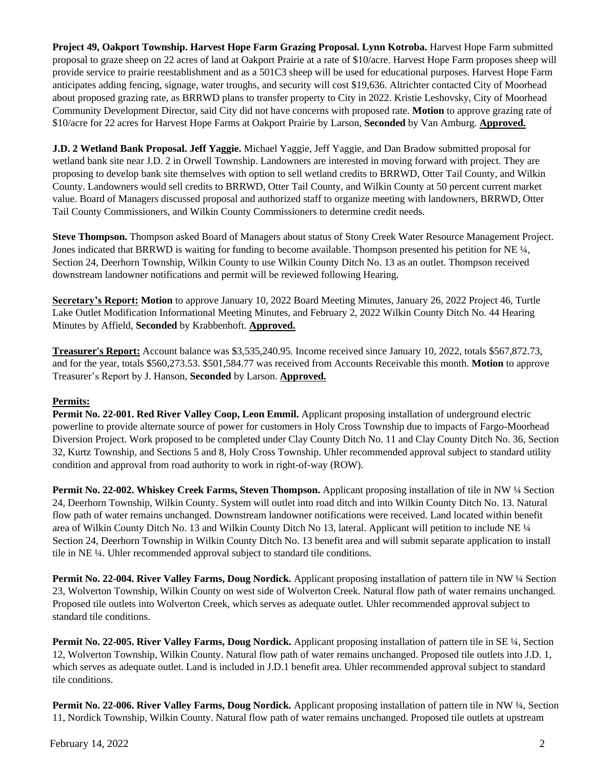**Project 49, Oakport Township. Harvest Hope Farm Grazing Proposal. Lynn Kotroba.** Harvest Hope Farm submitted proposal to graze sheep on 22 acres of land at Oakport Prairie at a rate of $10/acre. Harvest Hope Farm proposes sheep will provide service to prairie reestablishment and as a 501C3 sheep will be used for educational purposes. Harvest Hope Farm anticipates adding fencing, signage, water troughs, and security will cost $19,636. Altrichter contacted City of Moorhead about proposed grazing rate, as BRRWD plans to transfer property to City in 2022. Kristie Leshovsky, City of Moorhead Community Development Director, said City did not have concerns with proposed rate. **Motion** to approve grazing rate of $10/acre for 22 acres for Harvest Hope Farms at Oakport Prairie by Larson, **Seconded** by Van Amburg. **Approved.**

**J.D. 2 Wetland Bank Proposal. Jeff Yaggie.** Michael Yaggie, Jeff Yaggie, and Dan Bradow submitted proposal for wetland bank site near J.D. 2 in Orwell Township. Landowners are interested in moving forward with project. They are proposing to develop bank site themselves with option to sell wetland credits to BRRWD, Otter Tail County, and Wilkin County. Landowners would sell credits to BRRWD, Otter Tail County, and Wilkin County at 50 percent current market value. Board of Managers discussed proposal and authorized staff to organize meeting with landowners, BRRWD, Otter Tail County Commissioners, and Wilkin County Commissioners to determine credit needs.

**Steve Thompson.** Thompson asked Board of Managers about status of Stony Creek Water Resource Management Project. Jones indicated that BRRWD is waiting for funding to become available. Thompson presented his petition for NE ¼, Section 24, Deerhorn Township, Wilkin County to use Wilkin County Ditch No. 13 as an outlet. Thompson received downstream landowner notifications and permit will be reviewed following Hearing.

**Secretary's Report: Motion** to approve January 10, 2022 Board Meeting Minutes, January 26, 2022 Project 46, Turtle Lake Outlet Modification Informational Meeting Minutes, and February 2, 2022 Wilkin County Ditch No. 44 Hearing Minutes by Affield, **Seconded** by Krabbenhoft. **Approved.**

**Treasurer's Report:** Account balance was $3,535,240.95. Income received since January 10, 2022, totals $567,872.73, and for the year, totals $560,273.53. $501,584.77 was received from Accounts Receivable this month. **Motion** to approve Treasurer's Report by J. Hanson, **Seconded** by Larson. **Approved.**

**Permits:**

**Permit No. 22-001. Red River Valley Coop, Leon Emmil.** Applicant proposing installation of underground electric powerline to provide alternate source of power for customers in Holy Cross Township due to impacts of Fargo-Moorhead Diversion Project. Work proposed to be completed under Clay County Ditch No. 11 and Clay County Ditch No. 36, Section 32, Kurtz Township, and Sections 5 and 8, Holy Cross Township. Uhler recommended approval subject to standard utility condition and approval from road authority to work in right-of-way (ROW).

**Permit No. 22-002. Whiskey Creek Farms, Steven Thompson.** Applicant proposing installation of tile in NW ¼ Section 24, Deerhorn Township, Wilkin County. System will outlet into road ditch and into Wilkin County Ditch No. 13. Natural flow path of water remains unchanged. Downstream landowner notifications were received. Land located within benefit area of Wilkin County Ditch No. 13 and Wilkin County Ditch No 13, lateral. Applicant will petition to include NE ¼ Section 24, Deerhorn Township in Wilkin County Ditch No. 13 benefit area and will submit separate application to install tile in NE ¼. Uhler recommended approval subject to standard tile conditions.

**Permit No. 22-004. River Valley Farms, Doug Nordick.** Applicant proposing installation of pattern tile in NW ¼ Section 23, Wolverton Township, Wilkin County on west side of Wolverton Creek. Natural flow path of water remains unchanged. Proposed tile outlets into Wolverton Creek, which serves as adequate outlet. Uhler recommended approval subject to standard tile conditions.

**Permit No. 22-005. River Valley Farms, Doug Nordick.** Applicant proposing installation of pattern tile in SE ¼, Section 12, Wolverton Township, Wilkin County. Natural flow path of water remains unchanged. Proposed tile outlets into J.D. 1, which serves as adequate outlet. Land is included in J.D.1 benefit area. Uhler recommended approval subject to standard tile conditions.

**Permit No. 22-006. River Valley Farms, Doug Nordick.** Applicant proposing installation of pattern tile in NW ¼, Section 11, Nordick Township, Wilkin County. Natural flow path of water remains unchanged. Proposed tile outlets at upstream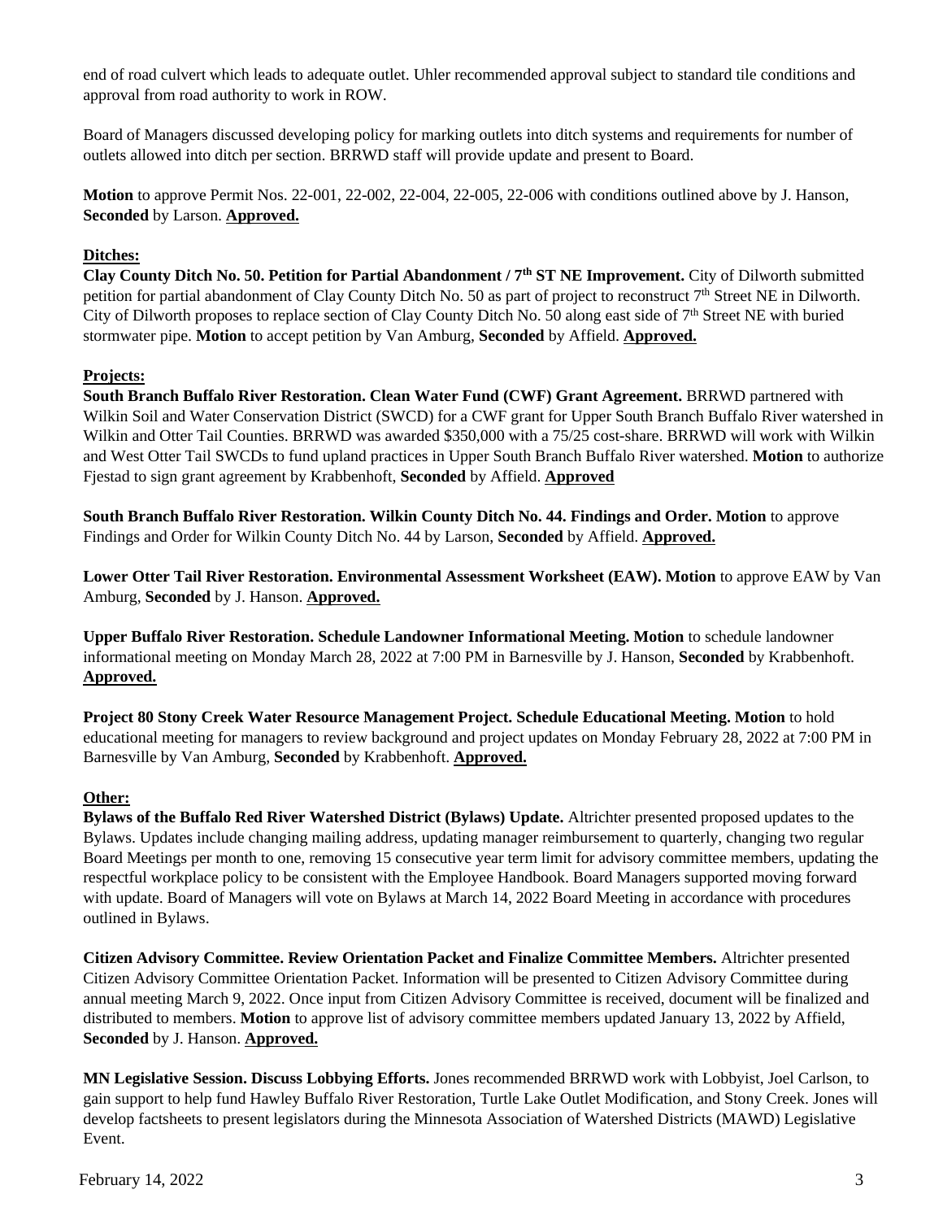end of road culvert which leads to adequate outlet. Uhler recommended approval subject to standard tile conditions and approval from road authority to work in ROW.

Board of Managers discussed developing policy for marking outlets into ditch systems and requirements for number of outlets allowed into ditch per section. BRRWD staff will provide update and present to Board.

**Motion** to approve Permit Nos. 22-001, 22-002, 22-004, 22-005, 22-006 with conditions outlined above by J. Hanson, **Seconded** by Larson. **Approved.**

**Ditches:**

**Clay County Ditch No. 50. Petition for Partial Abandonment / 7th ST NE Improvement.** City of Dilworth submitted petition for partial abandonment of Clay County Ditch No. 50 as part of project to reconstruct 7th Street NE in Dilworth. City of Dilworth proposes to replace section of Clay County Ditch No. 50 along east side of 7th Street NE with buried stormwater pipe. **Motion** to accept petition by Van Amburg, **Seconded** by Affield. **Approved.**

**Projects:**

**South Branch Buffalo River Restoration. Clean Water Fund (CWF) Grant Agreement.** BRRWD partnered with Wilkin Soil and Water Conservation District (SWCD) for a CWF grant for Upper South Branch Buffalo River watershed in Wilkin and Otter Tail Counties. BRRWD was awarded $350,000 with a 75/25 cost-share. BRRWD will work with Wilkin and West Otter Tail SWCDs to fund upland practices in Upper South Branch Buffalo River watershed. **Motion** to authorize Fjestad to sign grant agreement by Krabbenhoft, **Seconded** by Affield. **Approved**

**South Branch Buffalo River Restoration. Wilkin County Ditch No. 44. Findings and Order. Motion** to approve Findings and Order for Wilkin County Ditch No. 44 by Larson, **Seconded** by Affield. **Approved.**

**Lower Otter Tail River Restoration. Environmental Assessment Worksheet (EAW). Motion** to approve EAW by Van Amburg, **Seconded** by J. Hanson. **Approved.**

**Upper Buffalo River Restoration. Schedule Landowner Informational Meeting. Motion** to schedule landowner informational meeting on Monday March 28, 2022 at 7:00 PM in Barnesville by J. Hanson, **Seconded** by Krabbenhoft. **Approved.**

**Project 80 Stony Creek Water Resource Management Project. Schedule Educational Meeting. Motion** to hold educational meeting for managers to review background and project updates on Monday February 28, 2022 at 7:00 PM in Barnesville by Van Amburg, **Seconded** by Krabbenhoft. **Approved.**

**Other:**

**Bylaws of the Buffalo Red River Watershed District (Bylaws) Update.** Altrichter presented proposed updates to the Bylaws. Updates include changing mailing address, updating manager reimbursement to quarterly, changing two regular Board Meetings per month to one, removing 15 consecutive year term limit for advisory committee members, updating the respectful workplace policy to be consistent with the Employee Handbook. Board Managers supported moving forward with update. Board of Managers will vote on Bylaws at March 14, 2022 Board Meeting in accordance with procedures outlined in Bylaws.

**Citizen Advisory Committee. Review Orientation Packet and Finalize Committee Members.** Altrichter presented Citizen Advisory Committee Orientation Packet. Information will be presented to Citizen Advisory Committee during annual meeting March 9, 2022. Once input from Citizen Advisory Committee is received, document will be finalized and distributed to members. **Motion** to approve list of advisory committee members updated January 13, 2022 by Affield, **Seconded** by J. Hanson. **Approved.**

**MN Legislative Session. Discuss Lobbying Efforts.** Jones recommended BRRWD work with Lobbyist, Joel Carlson, to gain support to help fund Hawley Buffalo River Restoration, Turtle Lake Outlet Modification, and Stony Creek. Jones will develop factsheets to present legislators during the Minnesota Association of Watershed Districts (MAWD) Legislative Event.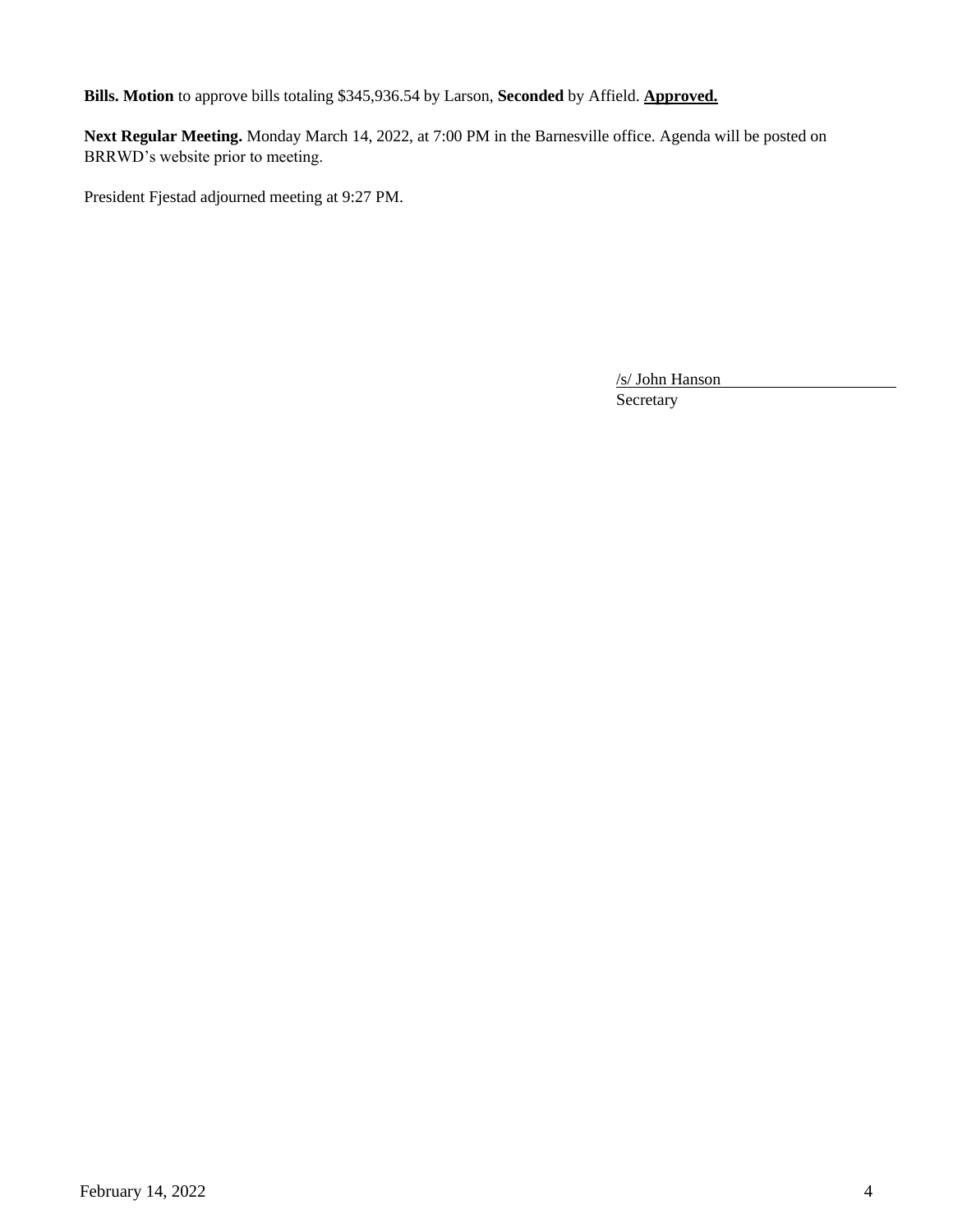**Bills. Motion** to approve bills totaling $345,936.54 by Larson, **Seconded** by Affield. **Approved.**

**Next Regular Meeting.** Monday March 14, 2022, at 7:00 PM in the Barnesville office. Agenda will be posted on BRRWD's website prior to meeting.

President Fjestad adjourned meeting at 9:27 PM.

/s/ John Hanson
Secretary

February 14, 2022